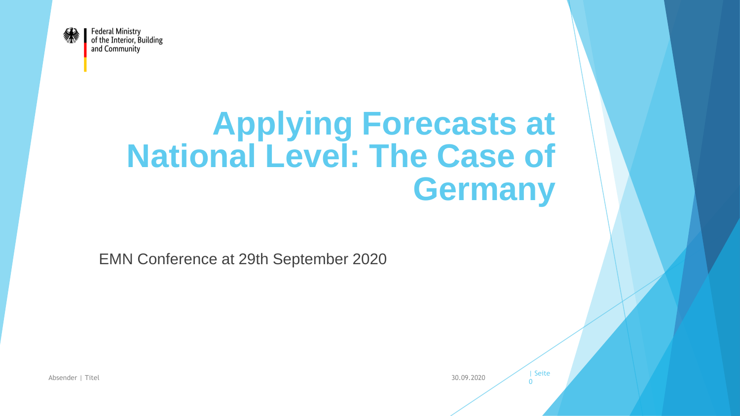Federal Ministry
of the Interior, Building
and Community

# Applying Forecasts at National Level: The Case of Germany

EMN Conference at 29th September 2020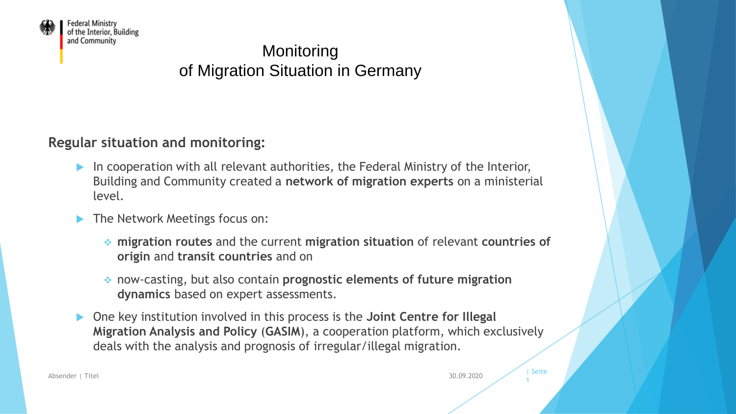Federal Ministry of the Interior, Building and Community

# Monitoring of Migration Situation in Germany

**Regular situation and monitoring:**

- In cooperation with all relevant authorities, the Federal Ministry of the Interior, Building and Community created a **network of migration experts** on a ministerial level.
- The Network Meetings focus on:
  - **migration routes** and the current **migration situation** of relevant **countries of origin** and **transit countries** and on
  - now-casting, but also contain **prognostic elements of future migration dynamics** based on expert assessments.
- One key institution involved in this process is the **Joint Centre for Illegal Migration Analysis and Policy** (**GASIM**), a cooperation platform, which exclusively deals with the analysis and prognosis of irregular/illegal migration.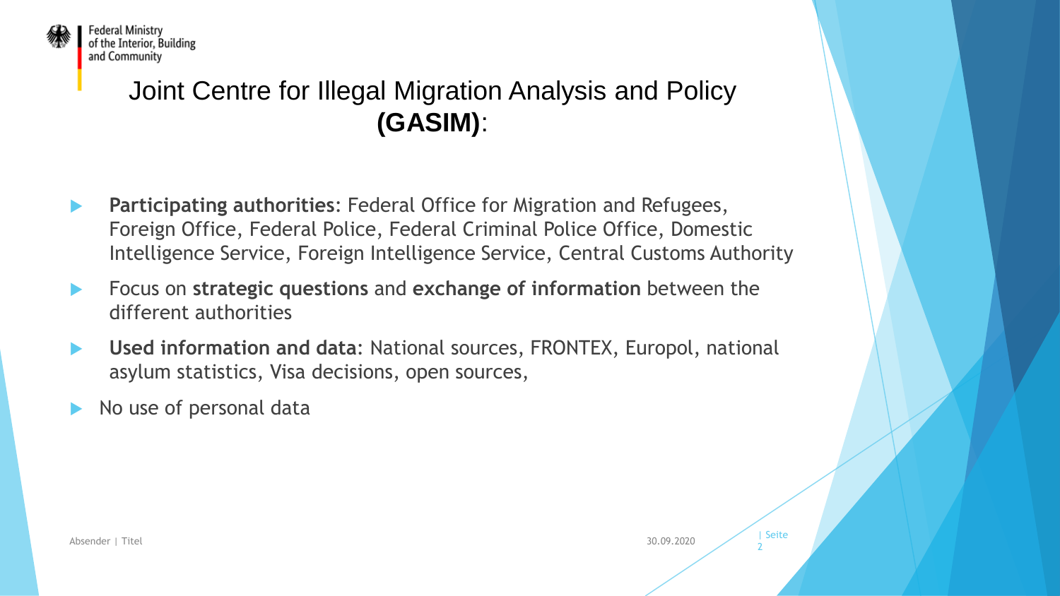Federal Ministry of the Interior, Building and Community

# Joint Centre for Illegal Migration Analysis and Policy **(GASIM)**:

- **Participating authorities**: Federal Office for Migration and Refugees, Foreign Office, Federal Police, Federal Criminal Police Office, Domestic Intelligence Service, Foreign Intelligence Service, Central Customs Authority
- Focus on **strategic questions** and **exchange of information** between the different authorities
- **Used information and data**: National sources, FRONTEX, Europol, national asylum statistics, Visa decisions, open sources,
- No use of personal data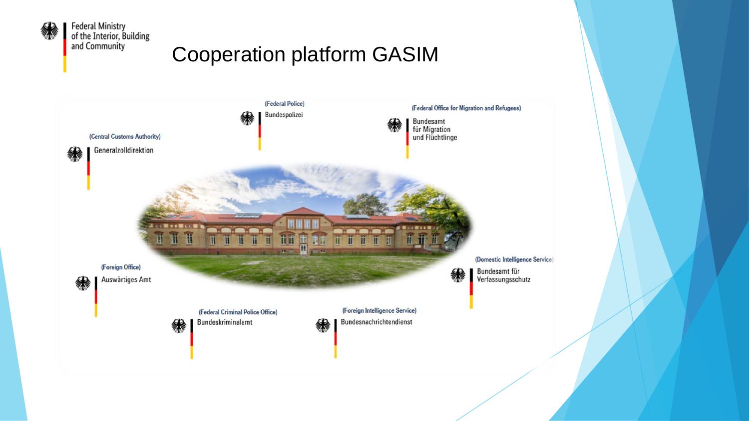Federal Ministry of the Interior, Building and Community

# Cooperation platform GASIM

(Federal Police)
Bundespolizei

(Federal Office for Migration and Refugees)
Bundesamt für Migration und Flüchtlinge

(Central Customs Authority)
Generalzolldirektion

(Foreign Office)
Auswärtiges Amt

(Domestic Intelligence Service)
Bundesamt für Verfassungsschutz

(Federal Criminal Police Office)
Bundeskriminalamt

(Foreign Intelligence Service)
Bundesnachrichtendienst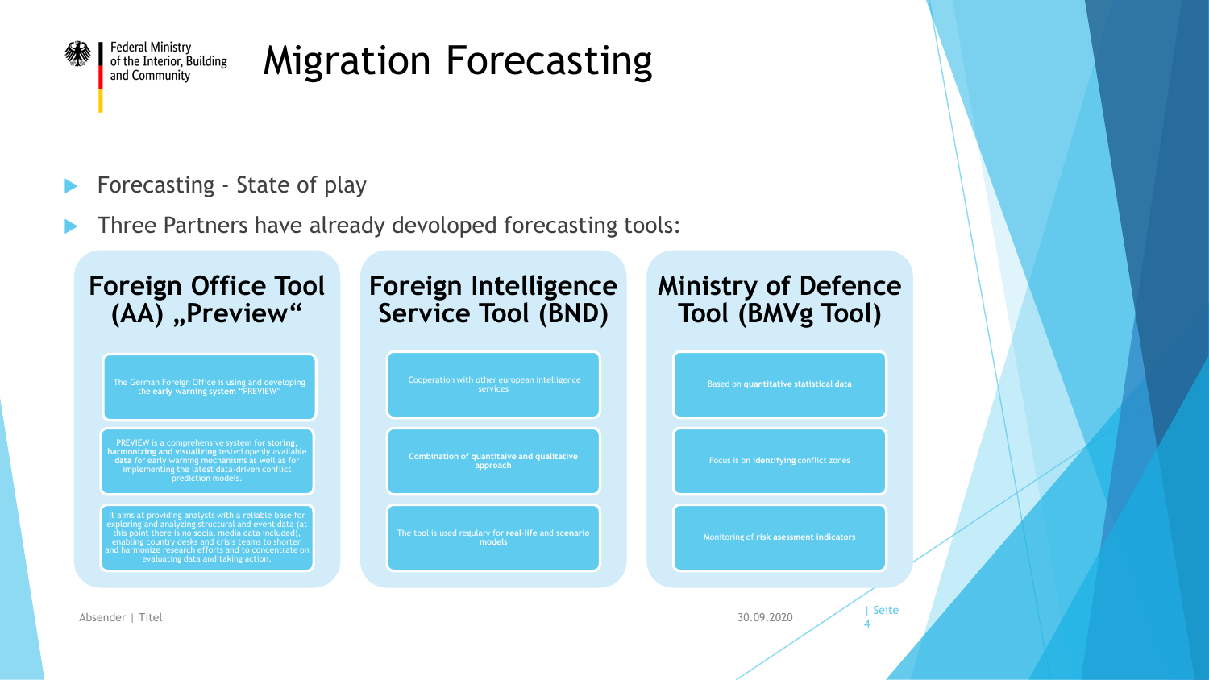# Migration Forecasting

- Forecasting - State of play
- Three Partners have already devoloped forecasting tools:

## Foreign Office Tool (AA) „Preview“

The German Foreign Office is using and developing the **early warning system** "PREVIEW"

PREVIEW is a comprehensive system for **storing, harmonizing and visualizing** tested openly available **data** for early warning mechanisms as well as for implementing the latest data-driven conflict prediction models.

It aims at providing analysts with a reliable base for exploring and analyzing structural and event data (at this point there is no social media data included), enabling country desks and crisis teams to shorten and harmonize research efforts and to concentrate on evaluating data and taking action.

## Foreign Intelligence Service Tool (BND)

Cooperation with other european intelligence services

**Combination of quantitaive and qualitative approach**

The tool is used regulary for **real-life** and **scenario models**

## Ministry of Defence Tool (BMVg Tool)

Based on **quantitative statistical data**

Focus is on **identifying** conflict zones

Monitoring of **risk asessment indicators**

Absender | Titel

30.09.2020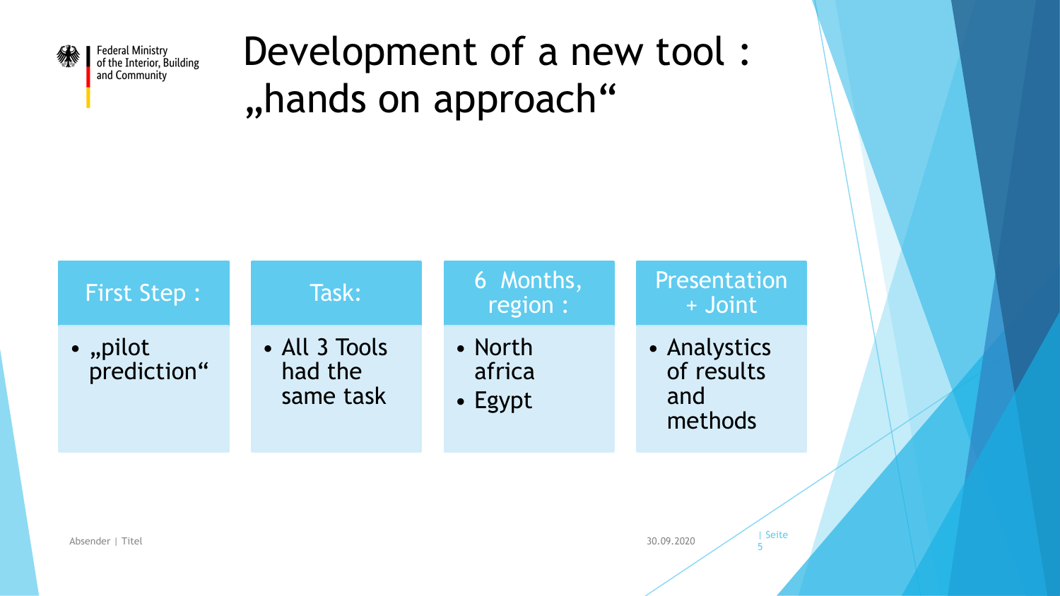# Development of a new tool : „hands on approach“

**First Step :**

- „pilot prediction“

**Task:**

- All 3 Tools had the same task

**6 Months, region :**

- North africa
- Egypt

**Presentation + Joint**

- Analystics of results and methods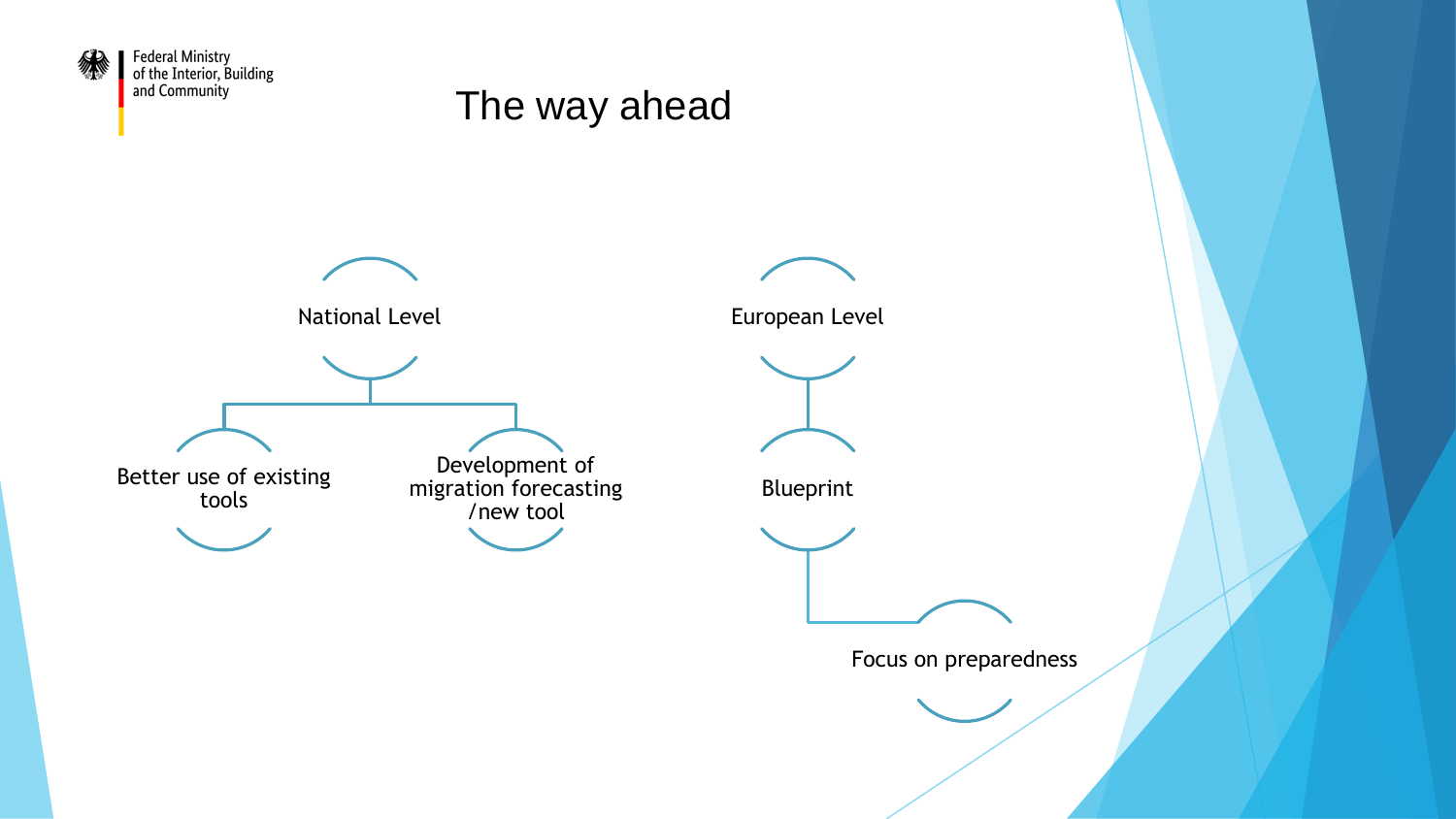# The way ahead

National Level

Better use of existing tools

Development of migration forecasting /new tool

European Level

Blueprint

Focus on preparedness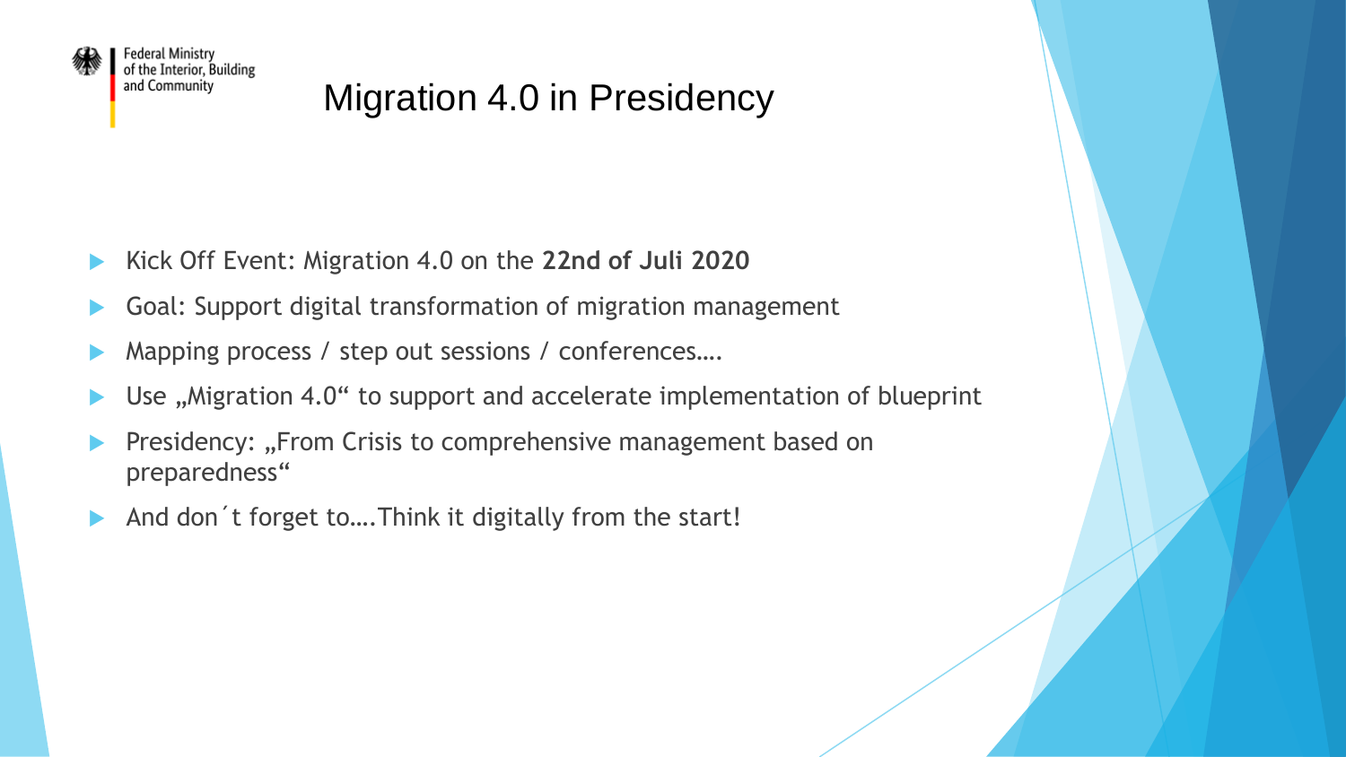Federal Ministry of the Interior, Building and Community

# Migration 4.0 in Presidency

- Kick Off Event: Migration 4.0 on the **22nd of Juli 2020**
- Goal: Support digital transformation of migration management
- Mapping process / step out sessions / conferences….
- Use „Migration 4.0" to support and accelerate implementation of blueprint
- Presidency: „From Crisis to comprehensive management based on preparedness"
- And don´t forget to….Think it digitally from the start!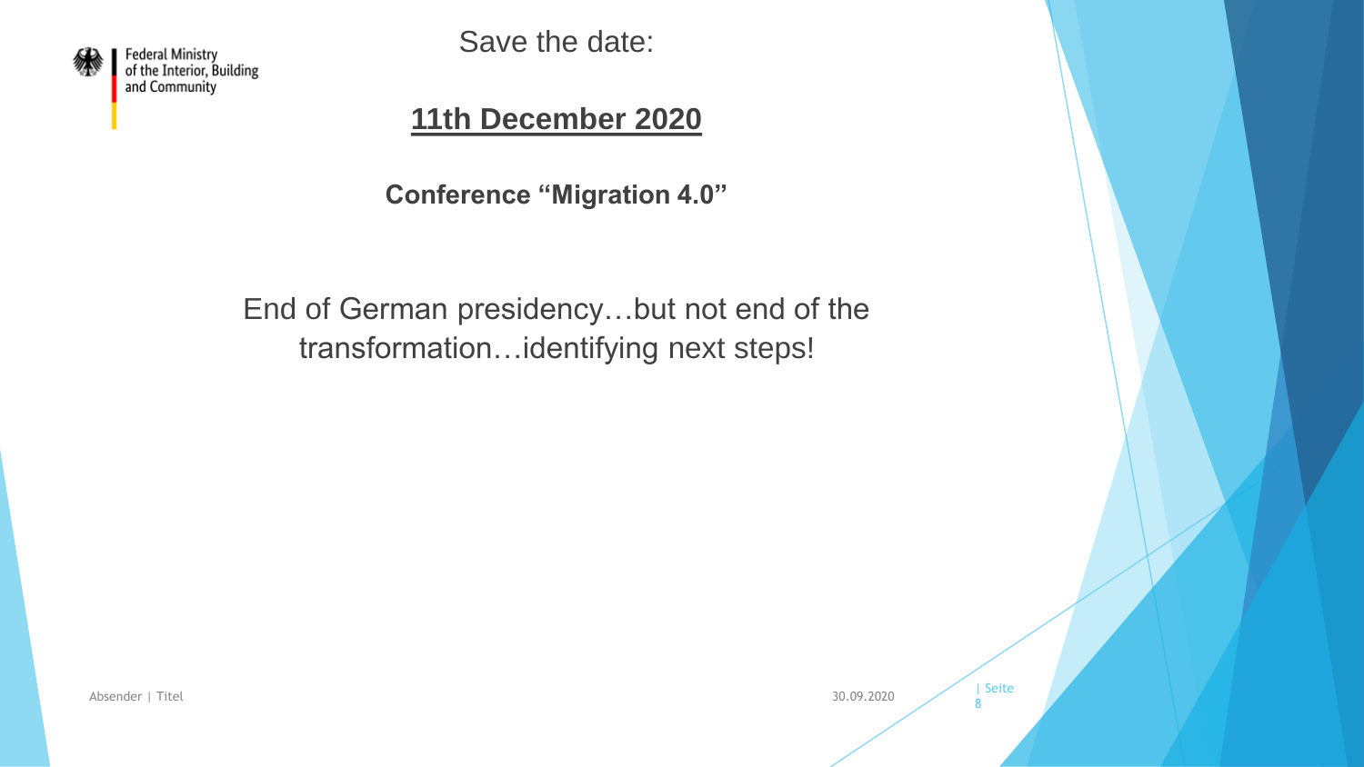Federal Ministry
of the Interior, Building
and Community

Save the date:

## 11th December 2020

**Conference “Migration 4.0”**

End of German presidency…but not end of the transformation…identifying next steps!